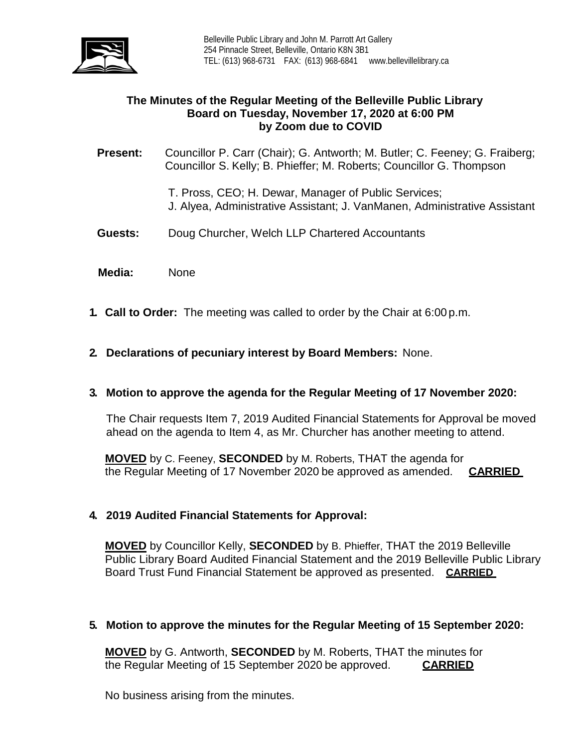Belleville Public Library and John M. Parrott Art Gallery
254 Pinnacle Street, Belleville, Ontario K8N 3B1
TEL: (613) 968-6731 FAX: (613) 968-6841 www.bellevillelibrary.ca

# The Minutes of the Regular Meeting of the Belleville Public Library Board on Tuesday, November 17, 2020 at 6:00 PM by Zoom due to COVID

**Present:** Councillor P. Carr (Chair); G. Antworth; M. Butler; C. Feeney; G. Fraiberg; Councillor S. Kelly; B. Phieffer; M. Roberts; Councillor G. Thompson

T. Pross, CEO; H. Dewar, Manager of Public Services; J. Alyea, Administrative Assistant; J. VanManen, Administrative Assistant

**Guests:** Doug Churcher, Welch LLP Chartered Accountants

**Media:** None

1. **Call to Order:** The meeting was called to order by the Chair at 6:00 p.m.

2. **Declarations of pecuniary interest by Board Members:** None.

3. **Motion to approve the agenda for the Regular Meeting of 17 November 2020:**

   The Chair requests Item 7, 2019 Audited Financial Statements for Approval be moved ahead on the agenda to Item 4, as Mr. Churcher has another meeting to attend.

   **MOVED** by C. Feeney, **SECONDED** by M. Roberts, THAT the agenda for the Regular Meeting of 17 November 2020 be approved as amended. **CARRIED**

4. **2019 Audited Financial Statements for Approval:**

   **MOVED** by Councillor Kelly, **SECONDED** by B. Phieffer, THAT the 2019 Belleville Public Library Board Audited Financial Statement and the 2019 Belleville Public Library Board Trust Fund Financial Statement be approved as presented. **CARRIED**

5. **Motion to approve the minutes for the Regular Meeting of 15 September 2020:**

   **MOVED** by G. Antworth, **SECONDED** by M. Roberts, THAT the minutes for the Regular Meeting of 15 September 2020 be approved. **CARRIED**

   No business arising from the minutes.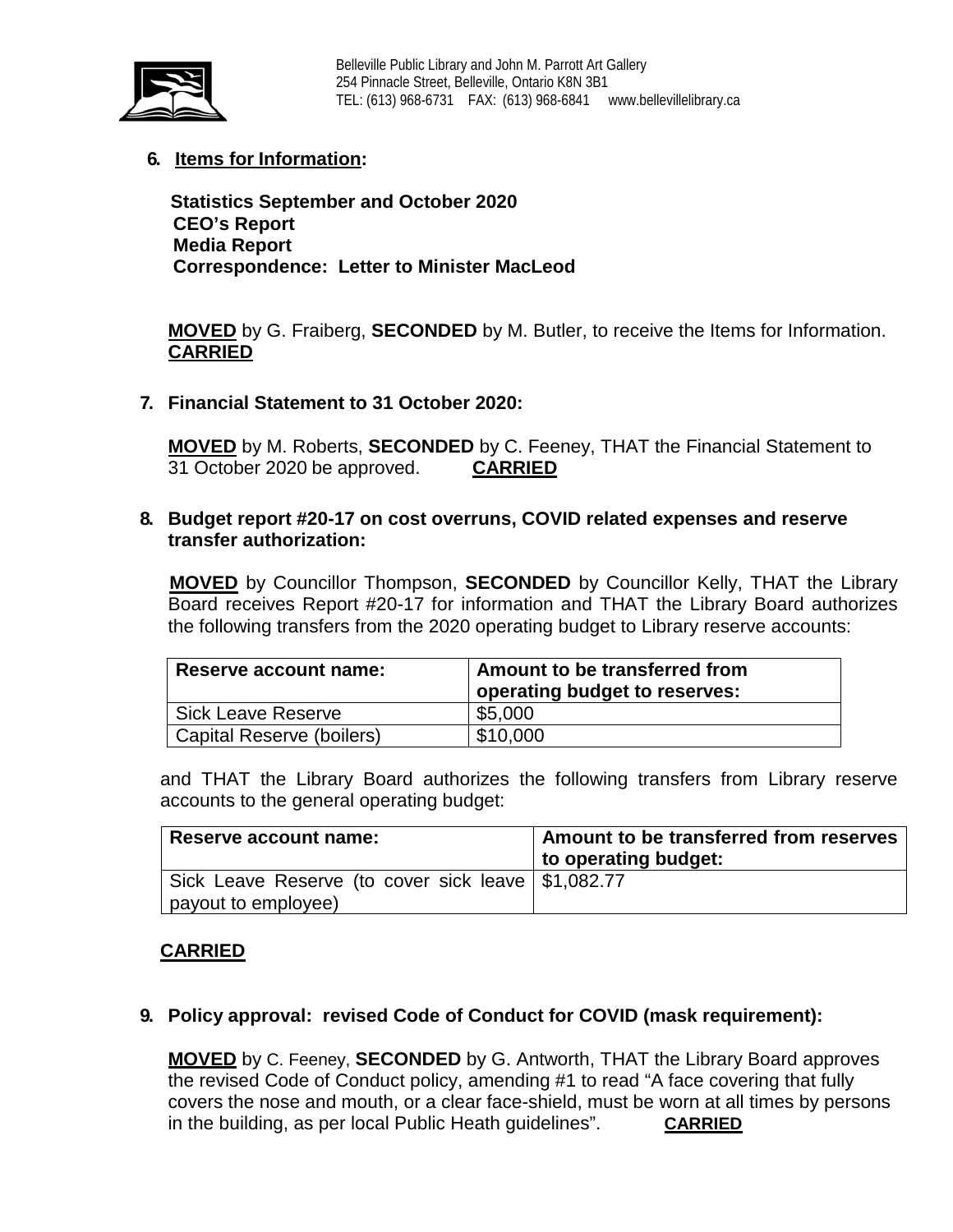**6. Items for Information:**

**Statistics September and October 2020**
**CEO's Report**
**Media Report**
**Correspondence: Letter to Minister MacLeod**

**MOVED** by G. Fraiberg, **SECONDED** by M. Butler, to receive the Items for Information. **CARRIED**

**7. Financial Statement to 31 October 2020:**

**MOVED** by M. Roberts, **SECONDED** by C. Feeney, THAT the Financial Statement to 31 October 2020 be approved. **CARRIED**

**8. Budget report #20-17 on cost overruns, COVID related expenses and reserve transfer authorization:**

**MOVED** by Councillor Thompson, **SECONDED** by Councillor Kelly, THAT the Library Board receives Report #20-17 for information and THAT the Library Board authorizes the following transfers from the 2020 operating budget to Library reserve accounts:

| Reserve account name: | Amount to be transferred from operating budget to reserves: |
|---|---|
| Sick Leave Reserve | $5,000 |
| Capital Reserve (boilers) | $10,000 |

and THAT the Library Board authorizes the following transfers from Library reserve accounts to the general operating budget:

| Reserve account name: | Amount to be transferred from reserves to operating budget: |
|---|---|
| Sick Leave Reserve (to cover sick leave payout to employee) | $1,082.77 |

**CARRIED**

**9. Policy approval: revised Code of Conduct for COVID (mask requirement):**

**MOVED** by C. Feeney, **SECONDED** by G. Antworth, THAT the Library Board approves the revised Code of Conduct policy, amending #1 to read "A face covering that fully covers the nose and mouth, or a clear face-shield, must be worn at all times by persons in the building, as per local Public Heath guidelines". **CARRIED**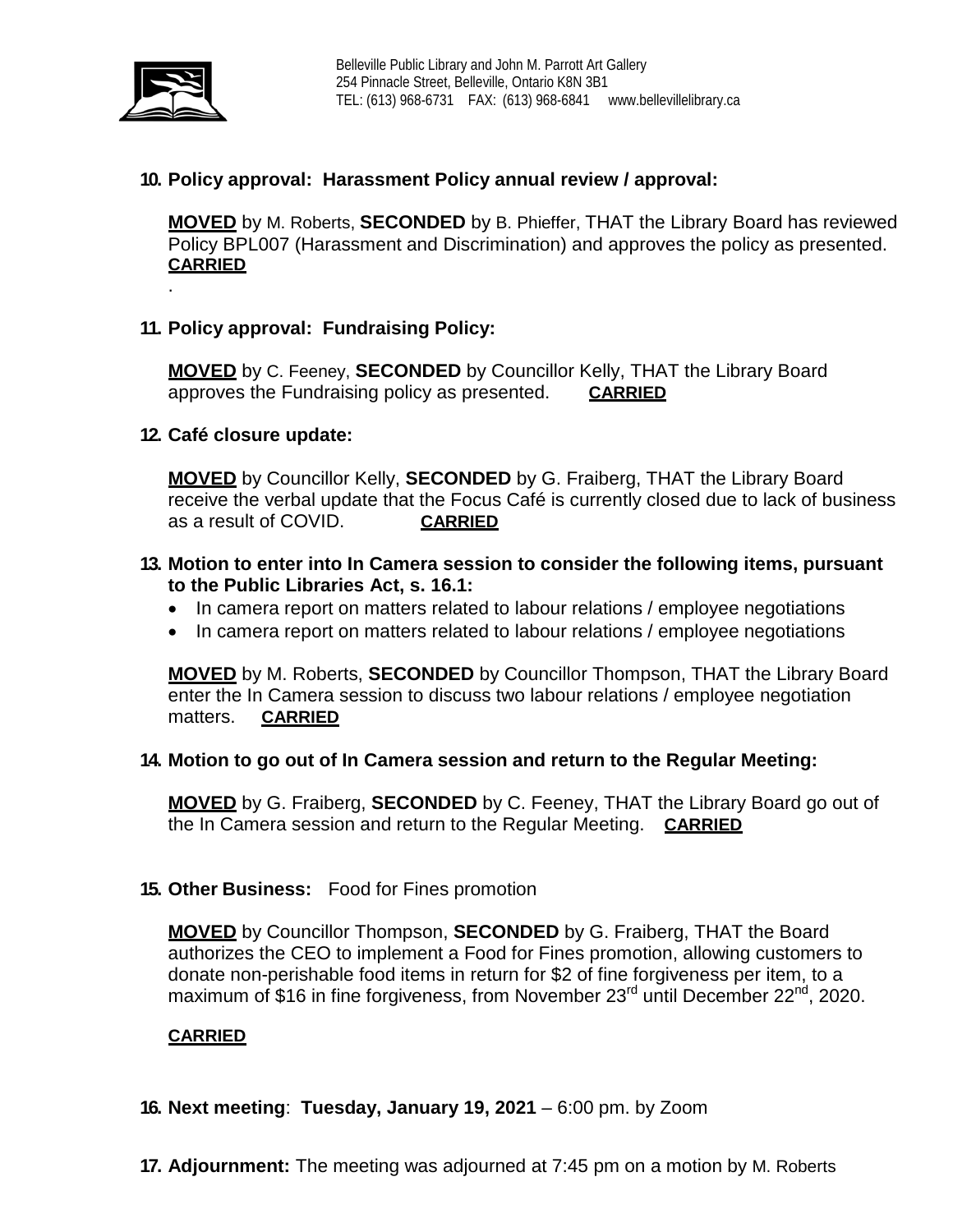Belleville Public Library and John M. Parrott Art Gallery
254 Pinnacle Street, Belleville, Ontario K8N 3B1
TEL: (613) 968-6731 FAX: (613) 968-6841 www.bellevillelibrary.ca

**10. Policy approval: Harassment Policy annual review / approval:**

**MOVED** by M. Roberts, **SECONDED** by B. Phieffer, THAT the Library Board has reviewed Policy BPL007 (Harassment and Discrimination) and approves the policy as presented. **CARRIED**

.

**11. Policy approval: Fundraising Policy:**

**MOVED** by C. Feeney, **SECONDED** by Councillor Kelly, THAT the Library Board approves the Fundraising policy as presented. **CARRIED**

**12. Café closure update:**

**MOVED** by Councillor Kelly, **SECONDED** by G. Fraiberg, THAT the Library Board receive the verbal update that the Focus Café is currently closed due to lack of business as a result of COVID. **CARRIED**

**13. Motion to enter into In Camera session to consider the following items, pursuant to the Public Libraries Act, s. 16.1:**

- In camera report on matters related to labour relations / employee negotiations
- In camera report on matters related to labour relations / employee negotiations

**MOVED** by M. Roberts, **SECONDED** by Councillor Thompson, THAT the Library Board enter the In Camera session to discuss two labour relations / employee negotiation matters. **CARRIED**

**14. Motion to go out of In Camera session and return to the Regular Meeting:**

**MOVED** by G. Fraiberg, **SECONDED** by C. Feeney, THAT the Library Board go out of the In Camera session and return to the Regular Meeting. **CARRIED**

**15. Other Business:** Food for Fines promotion

**MOVED** by Councillor Thompson, **SECONDED** by G. Fraiberg, THAT the Board authorizes the CEO to implement a Food for Fines promotion, allowing customers to donate non-perishable food items in return for $2 of fine forgiveness per item, to a maximum of $16 in fine forgiveness, from November 23rd until December 22nd, 2020.

**CARRIED**

**16. Next meeting**: **Tuesday, January 19, 2021** – 6:00 pm. by Zoom

**17. Adjournment:** The meeting was adjourned at 7:45 pm on a motion by M. Roberts